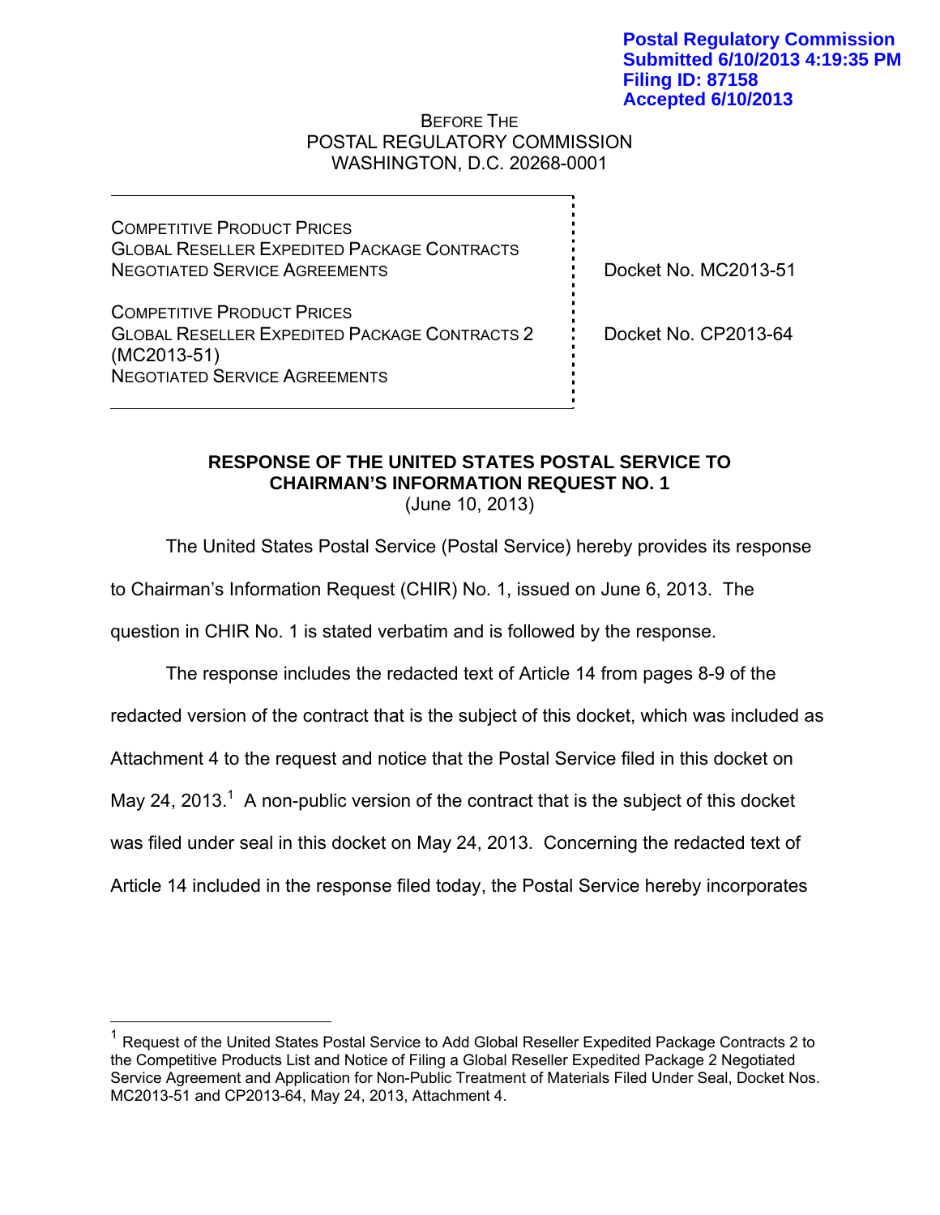**Postal Regulatory Commission**
**Submitted 6/10/2013 4:19:35 PM**
**Filing ID: 87158**
**Accepted 6/10/2013**

BEFORE THE
POSTAL REGULATORY COMMISSION
WASHINGTON, D.C. 20268-0001

| | |
|---|---|
| COMPETITIVE PRODUCT PRICES<br>GLOBAL RESELLER EXPEDITED PACKAGE CONTRACTS<br>NEGOTIATED SERVICE AGREEMENTS | Docket No. MC2013-51 |
| COMPETITIVE PRODUCT PRICES<br>GLOBAL RESELLER EXPEDITED PACKAGE CONTRACTS 2<br>(MC2013-51)<br>NEGOTIATED SERVICE AGREEMENTS | Docket No. CP2013-64 |

**RESPONSE OF THE UNITED STATES POSTAL SERVICE TO CHAIRMAN'S INFORMATION REQUEST NO. 1**
(June 10, 2013)

The United States Postal Service (Postal Service) hereby provides its response to Chairman's Information Request (CHIR) No. 1, issued on June 6, 2013. The question in CHIR No. 1 is stated verbatim and is followed by the response.

The response includes the redacted text of Article 14 from pages 8-9 of the redacted version of the contract that is the subject of this docket, which was included as Attachment 4 to the request and notice that the Postal Service filed in this docket on May 24, 2013.[1] A non-public version of the contract that is the subject of this docket was filed under seal in this docket on May 24, 2013. Concerning the redacted text of Article 14 included in the response filed today, the Postal Service hereby incorporates

[1] Request of the United States Postal Service to Add Global Reseller Expedited Package Contracts 2 to the Competitive Products List and Notice of Filing a Global Reseller Expedited Package 2 Negotiated Service Agreement and Application for Non-Public Treatment of Materials Filed Under Seal, Docket Nos. MC2013-51 and CP2013-64, May 24, 2013, Attachment 4.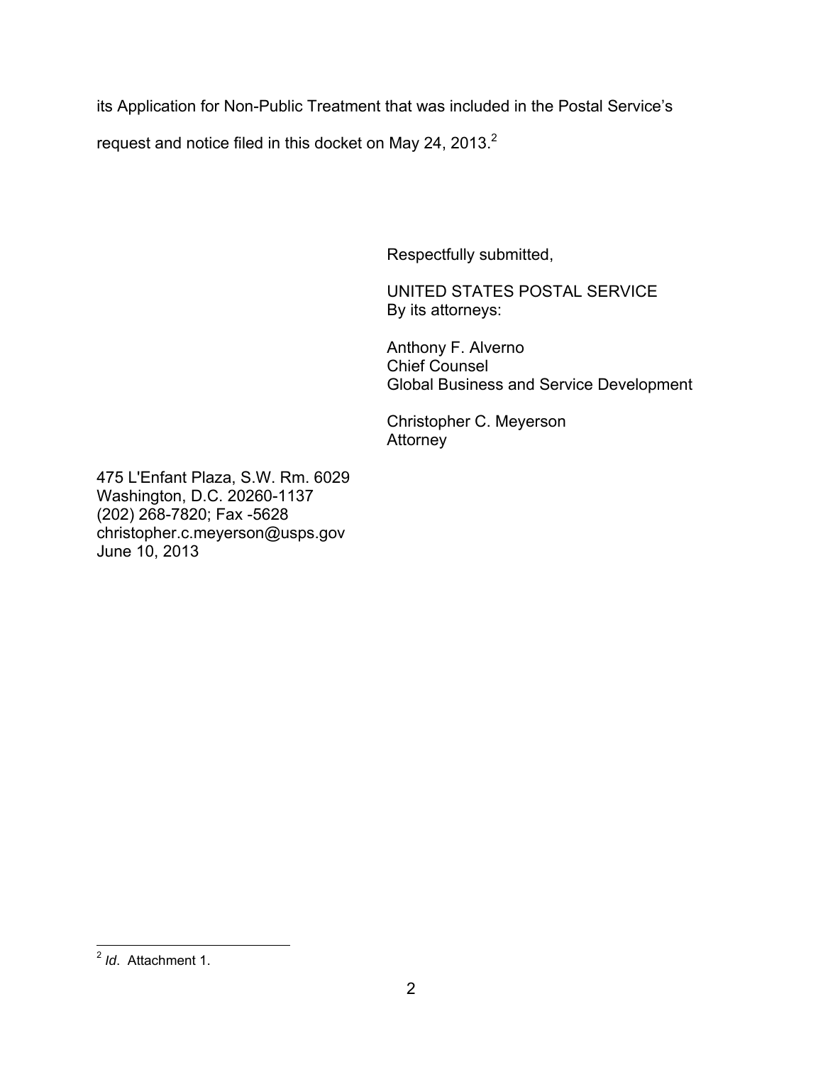its Application for Non-Public Treatment that was included in the Postal Service's request and notice filed in this docket on May 24, 2013.[2]

Respectfully submitted,

UNITED STATES POSTAL SERVICE
By its attorneys:

Anthony F. Alverno
Chief Counsel
Global Business and Service Development

Christopher C. Meyerson
Attorney

475 L'Enfant Plaza, S.W. Rm. 6029
Washington, D.C. 20260-1137
(202) 268-7820; Fax -5628
christopher.c.meyerson@usps.gov
June 10, 2013

---

[2] *Id*. Attachment 1.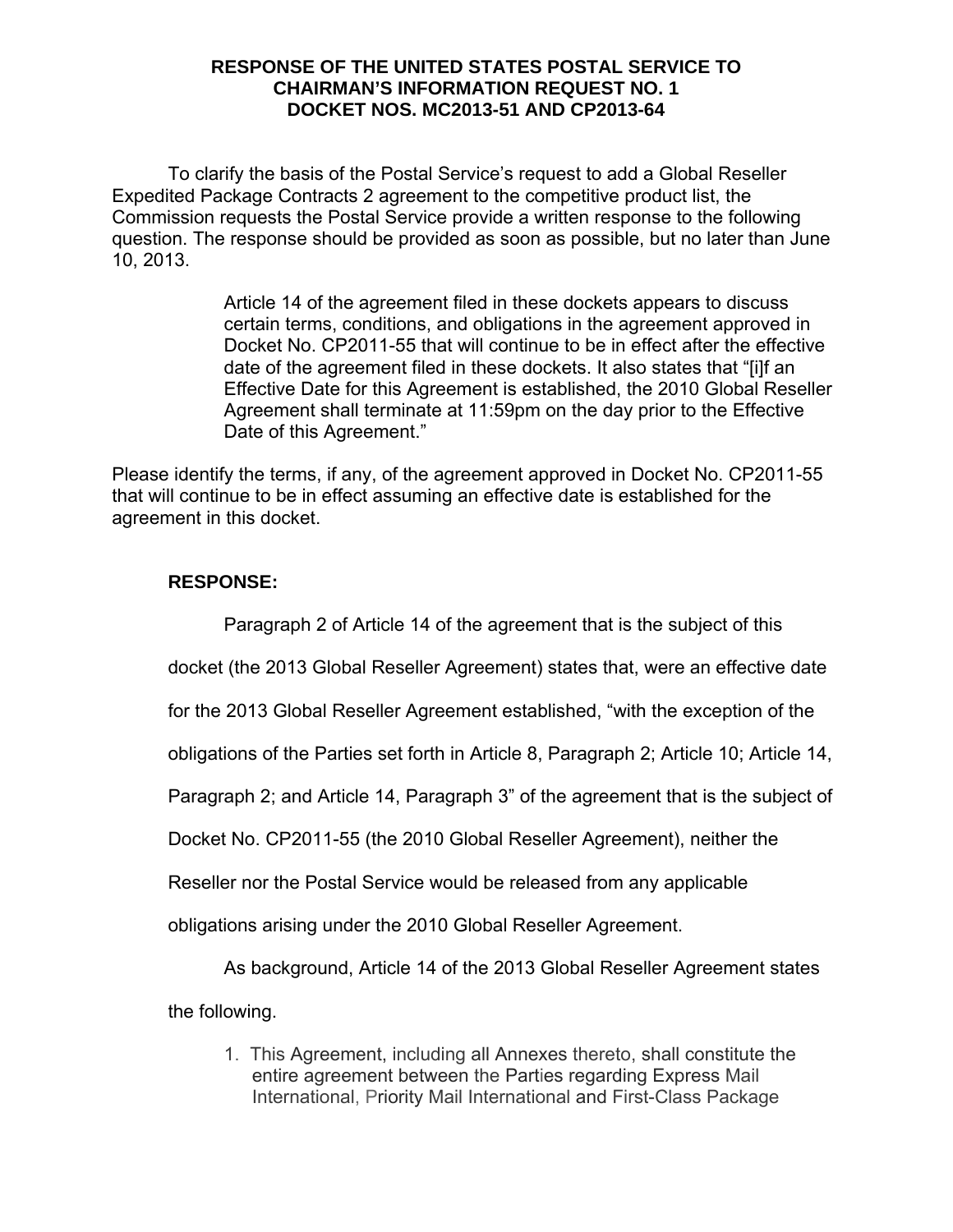**RESPONSE OF THE UNITED STATES POSTAL SERVICE TO CHAIRMAN'S INFORMATION REQUEST NO. 1 DOCKET NOS. MC2013-51 AND CP2013-64**

To clarify the basis of the Postal Service's request to add a Global Reseller Expedited Package Contracts 2 agreement to the competitive product list, the Commission requests the Postal Service provide a written response to the following question. The response should be provided as soon as possible, but no later than June 10, 2013.

> Article 14 of the agreement filed in these dockets appears to discuss certain terms, conditions, and obligations in the agreement approved in Docket No. CP2011-55 that will continue to be in effect after the effective date of the agreement filed in these dockets. It also states that "[i]f an Effective Date for this Agreement is established, the 2010 Global Reseller Agreement shall terminate at 11:59pm on the day prior to the Effective Date of this Agreement."

Please identify the terms, if any, of the agreement approved in Docket No. CP2011-55 that will continue to be in effect assuming an effective date is established for the agreement in this docket.

**RESPONSE:**

Paragraph 2 of Article 14 of the agreement that is the subject of this docket (the 2013 Global Reseller Agreement) states that, were an effective date for the 2013 Global Reseller Agreement established, "with the exception of the obligations of the Parties set forth in Article 8, Paragraph 2; Article 10; Article 14, Paragraph 2; and Article 14, Paragraph 3" of the agreement that is the subject of Docket No. CP2011-55 (the 2010 Global Reseller Agreement), neither the Reseller nor the Postal Service would be released from any applicable obligations arising under the 2010 Global Reseller Agreement.

As background, Article 14 of the 2013 Global Reseller Agreement states the following.

> 1. This Agreement, including all Annexes thereto, shall constitute the entire agreement between the Parties regarding Express Mail International, Priority Mail International and First-Class Package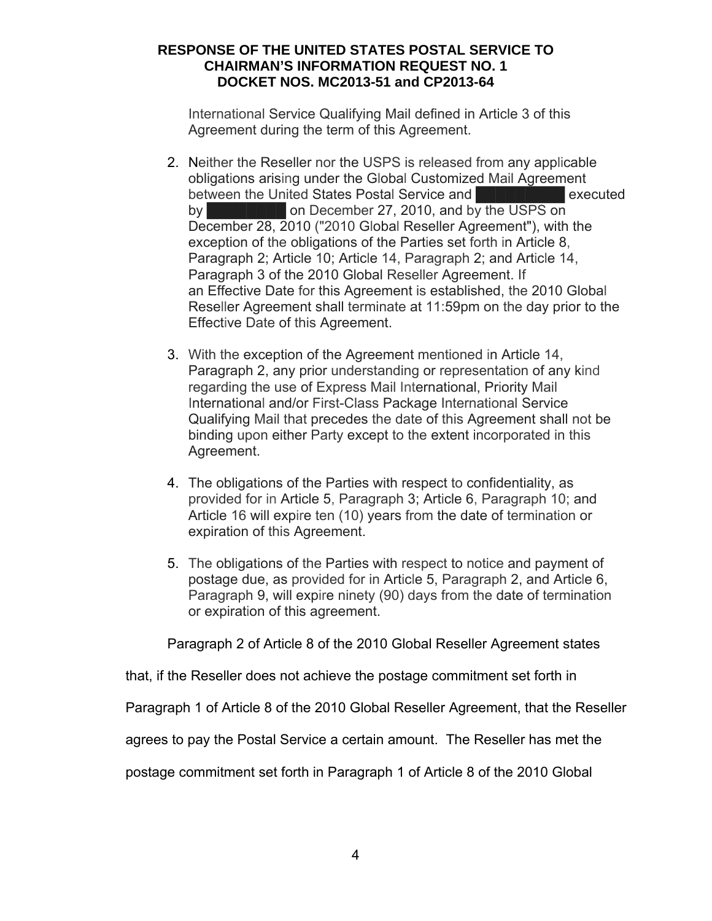International Service Qualifying Mail defined in Article 3 of this Agreement during the term of this Agreement.

2. Neither the Reseller nor the USPS is released from any applicable obligations arising under the Global Customized Mail Agreement between the United States Postal Service and ██████████ executed by ████████ on December 27, 2010, and by the USPS on December 28, 2010 ("2010 Global Reseller Agreement"), with the exception of the obligations of the Parties set forth in Article 8, Paragraph 2; Article 10; Article 14, Paragraph 2; and Article 14, Paragraph 3 of the 2010 Global Reseller Agreement. If an Effective Date for this Agreement is established, the 2010 Global Reseller Agreement shall terminate at 11:59pm on the day prior to the Effective Date of this Agreement.

3. With the exception of the Agreement mentioned in Article 14, Paragraph 2, any prior understanding or representation of any kind regarding the use of Express Mail International, Priority Mail International and/or First-Class Package International Service Qualifying Mail that precedes the date of this Agreement shall not be binding upon either Party except to the extent incorporated in this Agreement.

4. The obligations of the Parties with respect to confidentiality, as provided for in Article 5, Paragraph 3; Article 6, Paragraph 10; and Article 16 will expire ten (10) years from the date of termination or expiration of this Agreement.

5. The obligations of the Parties with respect to notice and payment of postage due, as provided for in Article 5, Paragraph 2, and Article 6, Paragraph 9, will expire ninety (90) days from the date of termination or expiration of this agreement.

Paragraph 2 of Article 8 of the 2010 Global Reseller Agreement states that, if the Reseller does not achieve the postage commitment set forth in Paragraph 1 of Article 8 of the 2010 Global Reseller Agreement, that the Reseller agrees to pay the Postal Service a certain amount. The Reseller has met the postage commitment set forth in Paragraph 1 of Article 8 of the 2010 Global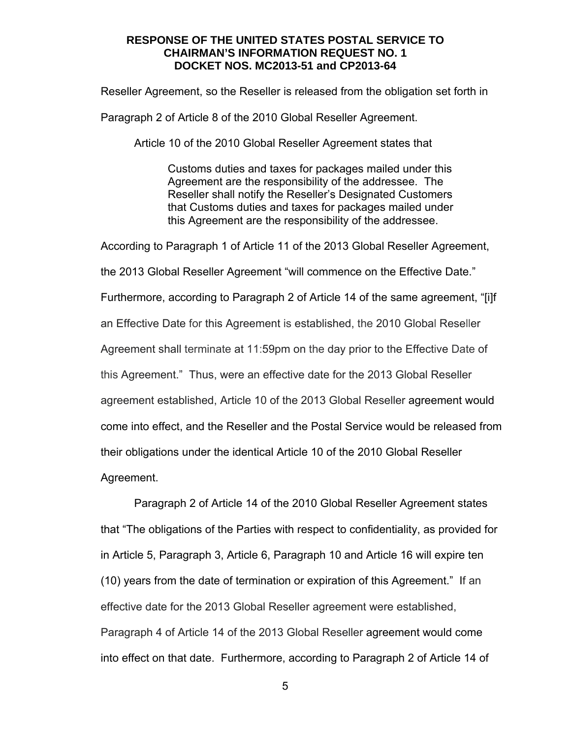Reseller Agreement, so the Reseller is released from the obligation set forth in Paragraph 2 of Article 8 of the 2010 Global Reseller Agreement.

Article 10 of the 2010 Global Reseller Agreement states that

> Customs duties and taxes for packages mailed under this Agreement are the responsibility of the addressee. The Reseller shall notify the Reseller's Designated Customers that Customs duties and taxes for packages mailed under this Agreement are the responsibility of the addressee.

According to Paragraph 1 of Article 11 of the 2013 Global Reseller Agreement, the 2013 Global Reseller Agreement "will commence on the Effective Date." Furthermore, according to Paragraph 2 of Article 14 of the same agreement, "[i]f an Effective Date for this Agreement is established, the 2010 Global Reseller Agreement shall terminate at 11:59pm on the day prior to the Effective Date of this Agreement." Thus, were an effective date for the 2013 Global Reseller agreement established, Article 10 of the 2013 Global Reseller agreement would come into effect, and the Reseller and the Postal Service would be released from their obligations under the identical Article 10 of the 2010 Global Reseller Agreement.

Paragraph 2 of Article 14 of the 2010 Global Reseller Agreement states that "The obligations of the Parties with respect to confidentiality, as provided for in Article 5, Paragraph 3, Article 6, Paragraph 10 and Article 16 will expire ten (10) years from the date of termination or expiration of this Agreement." If an effective date for the 2013 Global Reseller agreement were established, Paragraph 4 of Article 14 of the 2013 Global Reseller agreement would come into effect on that date. Furthermore, according to Paragraph 2 of Article 14 of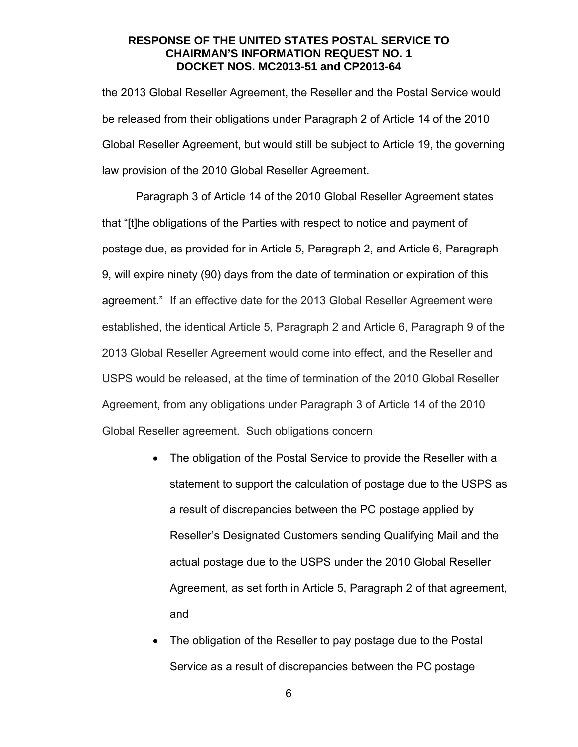the 2013 Global Reseller Agreement, the Reseller and the Postal Service would be released from their obligations under Paragraph 2 of Article 14 of the 2010 Global Reseller Agreement, but would still be subject to Article 19, the governing law provision of the 2010 Global Reseller Agreement.

Paragraph 3 of Article 14 of the 2010 Global Reseller Agreement states that "[t]he obligations of the Parties with respect to notice and payment of postage due, as provided for in Article 5, Paragraph 2, and Article 6, Paragraph 9, will expire ninety (90) days from the date of termination or expiration of this agreement." If an effective date for the 2013 Global Reseller Agreement were established, the identical Article 5, Paragraph 2 and Article 6, Paragraph 9 of the 2013 Global Reseller Agreement would come into effect, and the Reseller and USPS would be released, at the time of termination of the 2010 Global Reseller Agreement, from any obligations under Paragraph 3 of Article 14 of the 2010 Global Reseller agreement. Such obligations concern

- The obligation of the Postal Service to provide the Reseller with a statement to support the calculation of postage due to the USPS as a result of discrepancies between the PC postage applied by Reseller's Designated Customers sending Qualifying Mail and the actual postage due to the USPS under the 2010 Global Reseller Agreement, as set forth in Article 5, Paragraph 2 of that agreement, and
- The obligation of the Reseller to pay postage due to the Postal Service as a result of discrepancies between the PC postage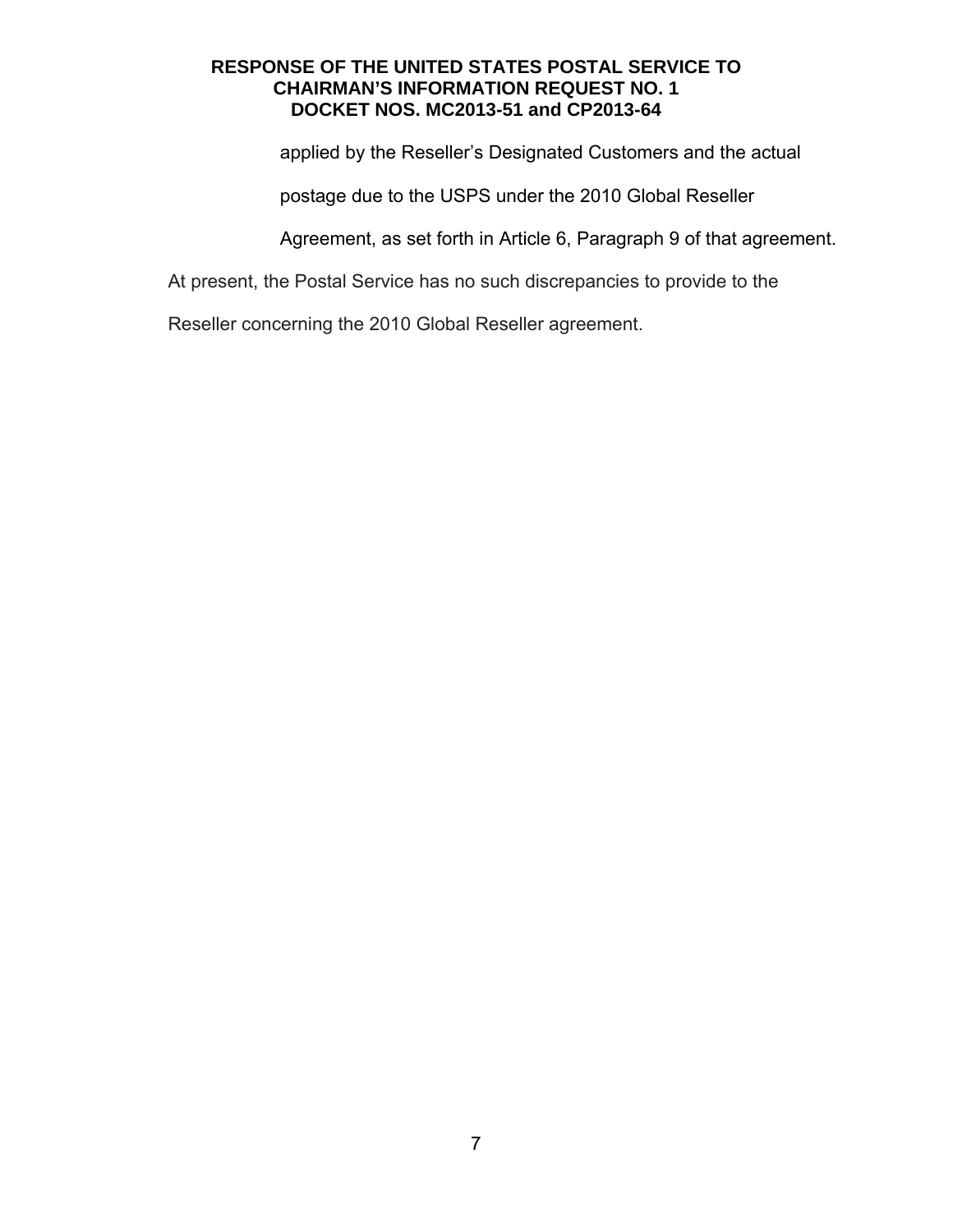applied by the Reseller's Designated Customers and the actual postage due to the USPS under the 2010 Global Reseller Agreement, as set forth in Article 6, Paragraph 9 of that agreement.

At present, the Postal Service has no such discrepancies to provide to the Reseller concerning the 2010 Global Reseller agreement.